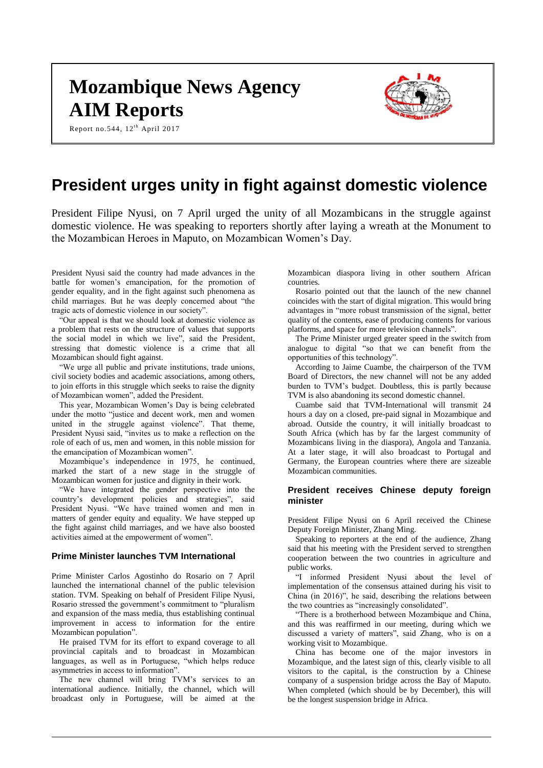# Mozambique News Agency AIM Reports

Report no.544, 12th April 2017

# President urges unity in fight against domestic violence

President Filipe Nyusi, on 7 April urged the unity of all Mozambicans in the struggle against domestic violence. He was speaking to reporters shortly after laying a wreath at the Monument to the Mozambican Heroes in Maputo, on Mozambican Women's Day.

President Nyusi said the country had made advances in the battle for women's emancipation, for the promotion of gender equality, and in the fight against such phenomena as child marriages. But he was deeply concerned about "the tragic acts of domestic violence in our society".

"Our appeal is that we should look at domestic violence as a problem that rests on the structure of values that supports the social model in which we live", said the President, stressing that domestic violence is a crime that all Mozambican should fight against.

"We urge all public and private institutions, trade unions, civil society bodies and academic associations, among others, to join efforts in this struggle which seeks to raise the dignity of Mozambican women", added the President.

This year, Mozambican Women's Day is being celebrated under the motto "justice and decent work, men and women united in the struggle against violence". That theme, President Nyusi said, "invites us to make a reflection on the role of each of us, men and women, in this noble mission for the emancipation of Mozambican women".

Mozambique's independence in 1975, he continued, marked the start of a new stage in the struggle of Mozambican women for justice and dignity in their work.

"We have integrated the gender perspective into the country's development policies and strategies", said President Nyusi. "We have trained women and men in matters of gender equity and equality. We have stepped up the fight against child marriages, and we have also boosted activities aimed at the empowerment of women".

### Prime Minister launches TVM International

Prime Minister Carlos Agostinho do Rosario on 7 April launched the international channel of the public television station. TVM. Speaking on behalf of President Filipe Nyusi, Rosario stressed the government's commitment to "pluralism and expansion of the mass media, thus establishing continual improvement in access to information for the entire Mozambican population".

He praised TVM for its effort to expand coverage to all provincial capitals and to broadcast in Mozambican languages, as well as in Portuguese, "which helps reduce asymmetries in access to information".

The new channel will bring TVM's services to an international audience. Initially, the channel, which will broadcast only in Portuguese, will be aimed at the Mozambican diaspora living in other southern African countries.

Rosario pointed out that the launch of the new channel coincides with the start of digital migration. This would bring advantages in "more robust transmission of the signal, better quality of the contents, ease of producing contents for various platforms, and space for more television channels".

The Prime Minister urged greater speed in the switch from analogue to digital "so that we can benefit from the opportunities of this technology".

According to Jaime Cuambe, the chairperson of the TVM Board of Directors, the new channel will not be any added burden to TVM's budget. Doubtless, this is partly because TVM is also abandoning its second domestic channel.

Cuambe said that TVM-International will transmit 24 hours a day on a closed, pre-paid signal in Mozambique and abroad. Outside the country, it will initially broadcast to South Africa (which has by far the largest community of Mozambicans living in the diaspora), Angola and Tanzania. At a later stage, it will also broadcast to Portugal and Germany, the European countries where there are sizeable Mozambican communities.

### President receives Chinese deputy foreign minister

President Filipe Nyusi on 6 April received the Chinese Deputy Foreign Minister, Zhang Ming.

Speaking to reporters at the end of the audience, Zhang said that his meeting with the President served to strengthen cooperation between the two countries in agriculture and public works.

"I informed President Nyusi about the level of implementation of the consensus attained during his visit to China (in 2016)", he said, describing the relations between the two countries as "increasingly consolidated".

"There is a brotherhood between Mozambique and China, and this was reaffirmed in our meeting, during which we discussed a variety of matters", said Zhang, who is on a working visit to Mozambique.

China has become one of the major investors in Mozambique, and the latest sign of this, clearly visible to all visitors to the capital, is the construction by a Chinese company of a suspension bridge across the Bay of Maputo. When completed (which should be by December), this will be the longest suspension bridge in Africa.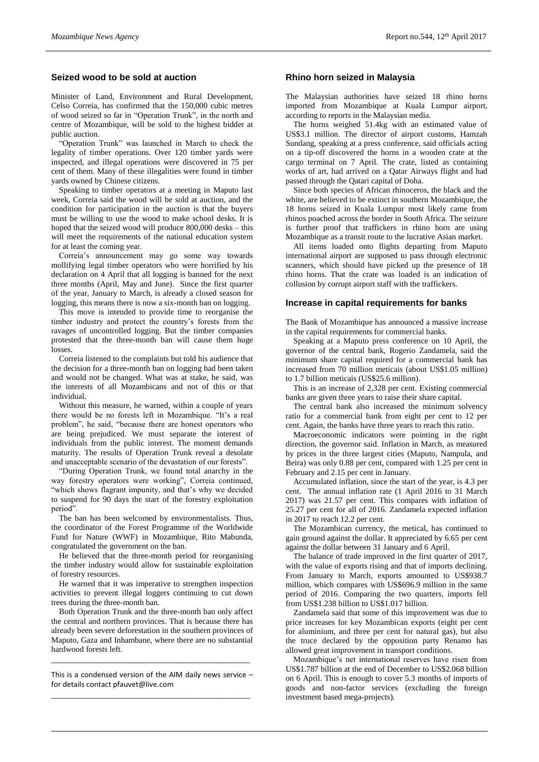## Seized wood to be sold at auction

Minister of Land, Environment and Rural Development, Celso Correia, has confirmed that the 150,000 cubic metres of wood seized so far in "Operation Trunk", in the north and centre of Mozambique, will be sold to the highest bidder at public auction.

"Operation Trunk" was launched in March to check the legality of timber operations. Over 120 timber yards were inspected, and illegal operations were discovered in 75 per cent of them. Many of these illegalities were found in timber yards owned by Chinese citizens.

Speaking to timber operators at a meeting in Maputo last week, Correia said the wood will be sold at auction, and the condition for participation in the auction is that the buyers must be willing to use the wood to make school desks. It is hoped that the seized wood will produce 800,000 desks – this will meet the requirements of the national education system for at least the coming year.

Correia's announcement may go some way towards mollifying legal timber operators who were horrified by his declaration on 4 April that all logging is banned for the next three months (April, May and June). Since the first quarter of the year, January to March, is already a closed season for logging, this means there is now a six-month ban on logging.

This move is intended to provide time to reorganise the timber industry and protect the country's forests from the ravages of uncontrolled logging. But the timber companies protested that the three-month ban will cause them huge losses.

Correia listened to the complaints but told his audience that the decision for a three-month ban on logging had been taken and would not be changed. What was at stake, he said, was the interests of all Mozambicans and not of this or that individual.

Without this measure, he warned, within a couple of years there would be no forests left in Mozambique. "It's a real problem", he said, "because there are honest operators who are being prejudiced. We must separate the interest of individuals from the public interest. The moment demands maturity. The results of Operation Trunk reveal a desolate and unacceptable scenario of the devastation of our forests".

"During Operation Trunk, we found total anarchy in the way forestry operators were working", Correia continued, "which shows flagrant impunity, and that's why we decided to suspend for 90 days the start of the forestry exploitation period".

The ban has been welcomed by environmentalists. Thus, the coordinator of the Forest Programme of the Worldwide Fund for Nature (WWF) in Mozambique, Rito Mabunda, congratulated the government on the ban.

He believed that the three-month period for reorganising the timber industry would allow for sustainable exploitation of forestry resources.

He warned that it was imperative to strengthen inspection activities to prevent illegal loggers continuing to cut down trees during the three-month ban.

Both Operation Trunk and the three-month ban only affect the central and northern provinces. That is because there has already been severe deforestation in the southern provinces of Maputo, Gaza and Inhambane, where there are no substantial hardwood forests left.

---

This is a condensed version of the AIM daily news service – for details contact pfauvet@live.com

---

## Rhino horn seized in Malaysia

The Malaysian authorities have seized 18 rhino horns imported from Mozambique at Kuala Lumpur airport, according to reports in the Malaysian media.

The horns weighed 51.4kg with an estimated value of US$3.1 million. The director of airport customs, Hamzah Sundang, speaking at a press conference, said officials acting on a tip-off discovered the horns in a wooden crate at the cargo terminal on 7 April. The crate, listed as containing works of art, had arrived on a Qatar Airways flight and had passed through the Qatari capital of Doha.

Since both species of African rhinoceros, the black and the white, are believed to be extinct in southern Mozambique, the 18 horns seized in Kuala Lumpur most likely came from rhinos poached across the border in South Africa. The seizure is further proof that traffickers in rhino horn are using Mozambique as a transit route to the lucrative Asian market.

All items loaded onto flights departing from Maputo international airport are supposed to pass through electronic scanners, which should have picked up the presence of 18 rhino horns. That the crate was loaded is an indication of collusion by corrupt airport staff with the traffickers.

## Increase in capital requirements for banks

The Bank of Mozambique has announced a massive increase in the capital requirements for commercial banks.

Speaking at a Maputo press conference on 10 April, the governor of the central bank, Rogerio Zandamela, said the minimum share capital required for a commercial bank has increased from 70 million meticais (about US$1.05 million) to 1.7 billion meticais (US$25.6 million).

This is an increase of 2,328 per cent. Existing commercial banks are given three years to raise their share capital.

The central bank also increased the minimum solvency ratio for a commercial bank from eight per cent to 12 per cent. Again, the banks have three years to reach this ratio.

Macroeconomic indicators were pointing in the right direction, the governor said. Inflation in March, as measured by prices in the three largest cities (Maputo, Nampula, and Beira) was only 0.88 per cent, compared with 1.25 per cent in February and 2.15 per cent in January.

Accumulated inflation, since the start of the year, is 4.3 per cent. The annual inflation rate (1 April 2016 to 31 March 2017) was 21.57 per cent. This compares with inflation of 25.27 per cent for all of 2016. Zandamela expected inflation in 2017 to reach 12.2 per cent.

The Mozambican currency, the metical, has continued to gain ground against the dollar. It appreciated by 6.65 per cent against the dollar between 31 January and 6 April.

The balance of trade improved in the first quarter of 2017, with the value of exports rising and that of imports declining. From January to March, exports amounted to US$938.7 million, which compares with US$696.9 million in the same period of 2016. Comparing the two quarters, imports fell from US$1.238 billion to US$1.017 billion.

Zandamela said that some of this improvement was due to price increases for key Mozambican exports (eight per cent for aluminium, and three per cent for natural gas), but also the truce declared by the opposition party Renamo has allowed great improvement in transport conditions.

Mozambique's net international reserves have risen from US$1.787 billion at the end of December to US$2.068 billion on 6 April. This is enough to cover 5.3 months of imports of goods and non-factor services (excluding the foreign investment based mega-projects).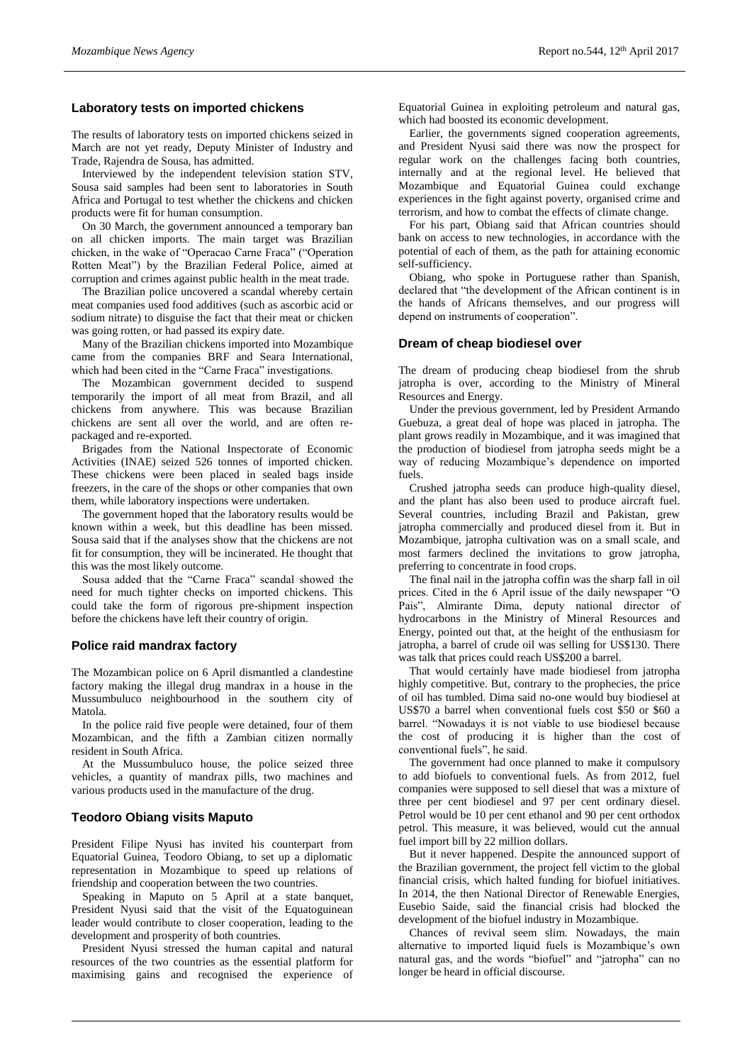## Laboratory tests on imported chickens

The results of laboratory tests on imported chickens seized in March are not yet ready, Deputy Minister of Industry and Trade, Rajendra de Sousa, has admitted.

Interviewed by the independent television station STV, Sousa said samples had been sent to laboratories in South Africa and Portugal to test whether the chickens and chicken products were fit for human consumption.

On 30 March, the government announced a temporary ban on all chicken imports. The main target was Brazilian chicken, in the wake of "Operacao Carne Fraca" ("Operation Rotten Meat") by the Brazilian Federal Police, aimed at corruption and crimes against public health in the meat trade.

The Brazilian police uncovered a scandal whereby certain meat companies used food additives (such as ascorbic acid or sodium nitrate) to disguise the fact that their meat or chicken was going rotten, or had passed its expiry date.

Many of the Brazilian chickens imported into Mozambique came from the companies BRF and Seara International, which had been cited in the "Carne Fraca" investigations.

The Mozambican government decided to suspend temporarily the import of all meat from Brazil, and all chickens from anywhere. This was because Brazilian chickens are sent all over the world, and are often re-packaged and re-exported.

Brigades from the National Inspectorate of Economic Activities (INAE) seized 526 tonnes of imported chicken. These chickens were been placed in sealed bags inside freezers, in the care of the shops or other companies that own them, while laboratory inspections were undertaken.

The government hoped that the laboratory results would be known within a week, but this deadline has been missed. Sousa said that if the analyses show that the chickens are not fit for consumption, they will be incinerated. He thought that this was the most likely outcome.

Sousa added that the "Carne Fraca" scandal showed the need for much tighter checks on imported chickens. This could take the form of rigorous pre-shipment inspection before the chickens have left their country of origin.

## Police raid mandrax factory

The Mozambican police on 6 April dismantled a clandestine factory making the illegal drug mandrax in a house in the Mussumbuluco neighbourhood in the southern city of Matola.

In the police raid five people were detained, four of them Mozambican, and the fifth a Zambian citizen normally resident in South Africa.

At the Mussumbuluco house, the police seized three vehicles, a quantity of mandrax pills, two machines and various products used in the manufacture of the drug.

## Teodoro Obiang visits Maputo

President Filipe Nyusi has invited his counterpart from Equatorial Guinea, Teodoro Obiang, to set up a diplomatic representation in Mozambique to speed up relations of friendship and cooperation between the two countries.

Speaking in Maputo on 5 April at a state banquet, President Nyusi said that the visit of the Equatoguinean leader would contribute to closer cooperation, leading to the development and prosperity of both countries.

President Nyusi stressed the human capital and natural resources of the two countries as the essential platform for maximising gains and recognised the experience of Equatorial Guinea in exploiting petroleum and natural gas, which had boosted its economic development.

Earlier, the governments signed cooperation agreements, and President Nyusi said there was now the prospect for regular work on the challenges facing both countries, internally and at the regional level. He believed that Mozambique and Equatorial Guinea could exchange experiences in the fight against poverty, organised crime and terrorism, and how to combat the effects of climate change.

For his part, Obiang said that African countries should bank on access to new technologies, in accordance with the potential of each of them, as the path for attaining economic self-sufficiency.

Obiang, who spoke in Portuguese rather than Spanish, declared that "the development of the African continent is in the hands of Africans themselves, and our progress will depend on instruments of cooperation".

## Dream of cheap biodiesel over

The dream of producing cheap biodiesel from the shrub jatropha is over, according to the Ministry of Mineral Resources and Energy.

Under the previous government, led by President Armando Guebuza, a great deal of hope was placed in jatropha. The plant grows readily in Mozambique, and it was imagined that the production of biodiesel from jatropha seeds might be a way of reducing Mozambique's dependence on imported fuels.

Crushed jatropha seeds can produce high-quality diesel, and the plant has also been used to produce aircraft fuel. Several countries, including Brazil and Pakistan, grew jatropha commercially and produced diesel from it. But in Mozambique, jatropha cultivation was on a small scale, and most farmers declined the invitations to grow jatropha, preferring to concentrate in food crops.

The final nail in the jatropha coffin was the sharp fall in oil prices. Cited in the 6 April issue of the daily newspaper "O Pais", Almirante Dima, deputy national director of hydrocarbons in the Ministry of Mineral Resources and Energy, pointed out that, at the height of the enthusiasm for jatropha, a barrel of crude oil was selling for US$130. There was talk that prices could reach US$200 a barrel.

That would certainly have made biodiesel from jatropha highly competitive. But, contrary to the prophecies, the price of oil has tumbled. Dima said no-one would buy biodiesel at US$70 a barrel when conventional fuels cost $50 or $60 a barrel. "Nowadays it is not viable to use biodiesel because the cost of producing it is higher than the cost of conventional fuels", he said.

The government had once planned to make it compulsory to add biofuels to conventional fuels. As from 2012, fuel companies were supposed to sell diesel that was a mixture of three per cent biodiesel and 97 per cent ordinary diesel. Petrol would be 10 per cent ethanol and 90 per cent orthodox petrol. This measure, it was believed, would cut the annual fuel import bill by 22 million dollars.

But it never happened. Despite the announced support of the Brazilian government, the project fell victim to the global financial crisis, which halted funding for biofuel initiatives. In 2014, the then National Director of Renewable Energies, Eusebio Saide, said the financial crisis had blocked the development of the biofuel industry in Mozambique.

Chances of revival seem slim. Nowadays, the main alternative to imported liquid fuels is Mozambique's own natural gas, and the words "biofuel" and "jatropha" can no longer be heard in official discourse.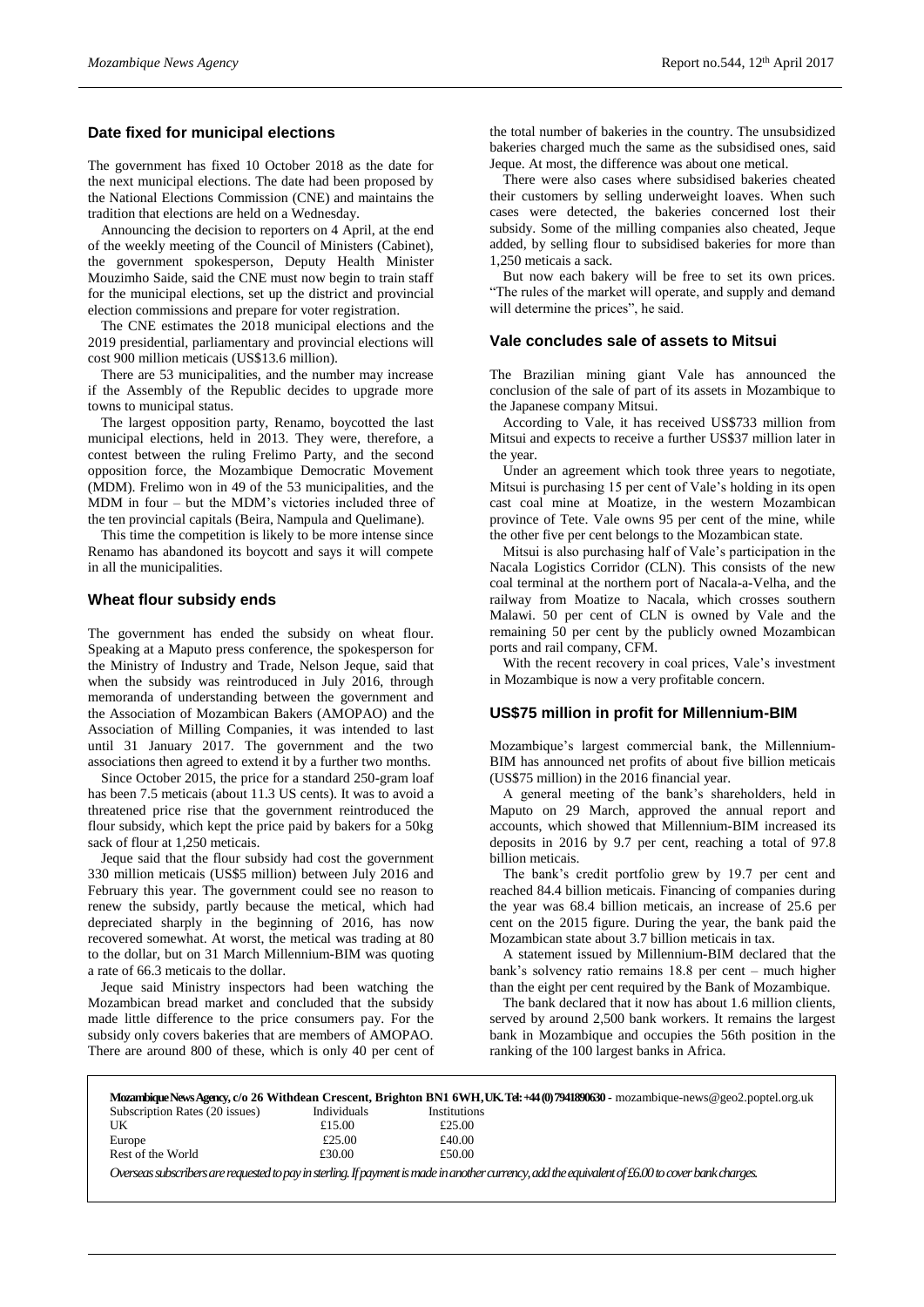## Date fixed for municipal elections

The government has fixed 10 October 2018 as the date for the next municipal elections. The date had been proposed by the National Elections Commission (CNE) and maintains the tradition that elections are held on a Wednesday.

Announcing the decision to reporters on 4 April, at the end of the weekly meeting of the Council of Ministers (Cabinet), the government spokesperson, Deputy Health Minister Mouzimho Saide, said the CNE must now begin to train staff for the municipal elections, set up the district and provincial election commissions and prepare for voter registration.

The CNE estimates the 2018 municipal elections and the 2019 presidential, parliamentary and provincial elections will cost 900 million meticais (US$13.6 million).

There are 53 municipalities, and the number may increase if the Assembly of the Republic decides to upgrade more towns to municipal status.

The largest opposition party, Renamo, boycotted the last municipal elections, held in 2013. They were, therefore, a contest between the ruling Frelimo Party, and the second opposition force, the Mozambique Democratic Movement (MDM). Frelimo won in 49 of the 53 municipalities, and the MDM in four – but the MDM's victories included three of the ten provincial capitals (Beira, Nampula and Quelimane).

This time the competition is likely to be more intense since Renamo has abandoned its boycott and says it will compete in all the municipalities.

## Wheat flour subsidy ends

The government has ended the subsidy on wheat flour. Speaking at a Maputo press conference, the spokesperson for the Ministry of Industry and Trade, Nelson Jeque, said that when the subsidy was reintroduced in July 2016, through memoranda of understanding between the government and the Association of Mozambican Bakers (AMOPAO) and the Association of Milling Companies, it was intended to last until 31 January 2017. The government and the two associations then agreed to extend it by a further two months.

Since October 2015, the price for a standard 250-gram loaf has been 7.5 meticais (about 11.3 US cents). It was to avoid a threatened price rise that the government reintroduced the flour subsidy, which kept the price paid by bakers for a 50kg sack of flour at 1,250 meticais.

Jeque said that the flour subsidy had cost the government 330 million meticais (US$5 million) between July 2016 and February this year. The government could see no reason to renew the subsidy, partly because the metical, which had depreciated sharply in the beginning of 2016, has now recovered somewhat. At worst, the metical was trading at 80 to the dollar, but on 31 March Millennium-BIM was quoting a rate of 66.3 meticais to the dollar.

Jeque said Ministry inspectors had been watching the Mozambican bread market and concluded that the subsidy made little difference to the price consumers pay. For the subsidy only covers bakeries that are members of AMOPAO. There are around 800 of these, which is only 40 per cent of the total number of bakeries in the country. The unsubsidized bakeries charged much the same as the subsidised ones, said Jeque. At most, the difference was about one metical.

There were also cases where subsidised bakeries cheated their customers by selling underweight loaves. When such cases were detected, the bakeries concerned lost their subsidy. Some of the milling companies also cheated, Jeque added, by selling flour to subsidised bakeries for more than 1,250 meticais a sack.

But now each bakery will be free to set its own prices. "The rules of the market will operate, and supply and demand will determine the prices", he said.

## Vale concludes sale of assets to Mitsui

The Brazilian mining giant Vale has announced the conclusion of the sale of part of its assets in Mozambique to the Japanese company Mitsui.

According to Vale, it has received US$733 million from Mitsui and expects to receive a further US$37 million later in the year.

Under an agreement which took three years to negotiate, Mitsui is purchasing 15 per cent of Vale's holding in its open cast coal mine at Moatize, in the western Mozambican province of Tete. Vale owns 95 per cent of the mine, while the other five per cent belongs to the Mozambican state.

Mitsui is also purchasing half of Vale's participation in the Nacala Logistics Corridor (CLN). This consists of the new coal terminal at the northern port of Nacala-a-Velha, and the railway from Moatize to Nacala, which crosses southern Malawi. 50 per cent of CLN is owned by Vale and the remaining 50 per cent by the publicly owned Mozambican ports and rail company, CFM.

With the recent recovery in coal prices, Vale's investment in Mozambique is now a very profitable concern.

## US$75 million in profit for Millennium-BIM

Mozambique's largest commercial bank, the Millennium-BIM has announced net profits of about five billion meticais (US$75 million) in the 2016 financial year.

A general meeting of the bank's shareholders, held in Maputo on 29 March, approved the annual report and accounts, which showed that Millennium-BIM increased its deposits in 2016 by 9.7 per cent, reaching a total of 97.8 billion meticais.

The bank's credit portfolio grew by 19.7 per cent and reached 84.4 billion meticais. Financing of companies during the year was 68.4 billion meticais, an increase of 25.6 per cent on the 2015 figure. During the year, the bank paid the Mozambican state about 3.7 billion meticais in tax.

A statement issued by Millennium-BIM declared that the bank's solvency ratio remains 18.8 per cent – much higher than the eight per cent required by the Bank of Mozambique.

The bank declared that it now has about 1.6 million clients, served by around 2,500 bank workers. It remains the largest bank in Mozambique and occupies the 56th position in the ranking of the 100 largest banks in Africa.

**Mozambique News Agency, c/o 26 Withdean Crescent, Brighton BN1 6WH, UK. Tel: +44 (0) 7941890630** - mozambique-news@geo2.poptel.org.uk

| Subscription Rates (20 issues) | Individuals | Institutions |
|---|---|---|
| UK | £15.00 | £25.00 |
| Europe | £25.00 | £40.00 |
| Rest of the World | £30.00 | £50.00 |

*Overseas subscribers are requested to pay in sterling. If payment is made in another currency, add the equivalent of £6.00 to cover bank charges.*